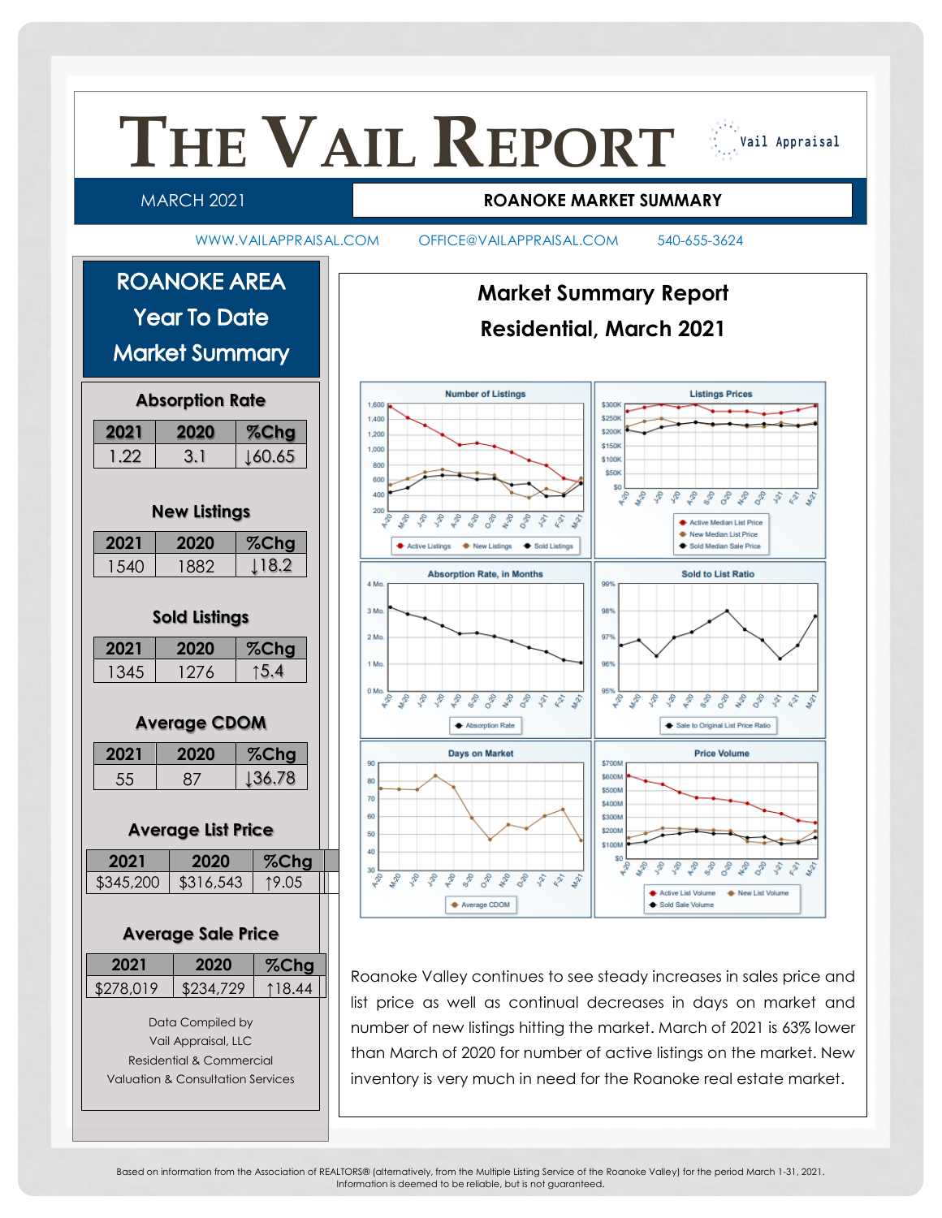# THE VAIL REPORT

Vail Appraisal

MARCH 2021 | **ROANOKE MARKET SUMMARY**

WWW.VAILAPPRAISAL.COM  OFFICE@VAILAPPRAISAL.COM  540-655-3624

## ROANOKE AREA Year To Date Market Summary

### Absorption Rate

| 2021 | 2020 | %Chg |
|---|---|---|
| 1.22 | 3.1 | ↓60.65 |

### New Listings

| 2021 | 2020 | %Chg |
|---|---|---|
| 1540 | 1882 | ↓18.2 |

### Sold Listings

| 2021 | 2020 | %Chg |
|---|---|---|
| 1345 | 1276 | ↑5.4 |

### Average CDOM

| 2021 | 2020 | %Chg |
|---|---|---|
| 55 | 87 | ↓36.78 |

### Average List Price

| 2021 | 2020 | %Chg |
|---|---|---|
| $345,200 | $316,543 | ↑9.05 |

### Average Sale Price

| 2021 | 2020 | %Chg |
|---|---|---|
| $278,019 | $234,729 | ↑18.44 |

Data Compiled by
Vail Appraisal, LLC
Residential & Commercial
Valuation & Consultation Services

## Market Summary Report
## Residential, March 2021

Roanoke Valley continues to see steady increases in sales price and list price as well as continual decreases in days on market and number of new listings hitting the market. March of 2021 is 63% lower than March of 2020 for number of active listings on the market. New inventory is very much in need for the Roanoke real estate market.

Based on information from the Association of REALTORS® (alternatively, from the Multiple Listing Service of the Roanoke Valley) for the period March 1-31, 2021. Information is deemed to be reliable, but is not guaranteed.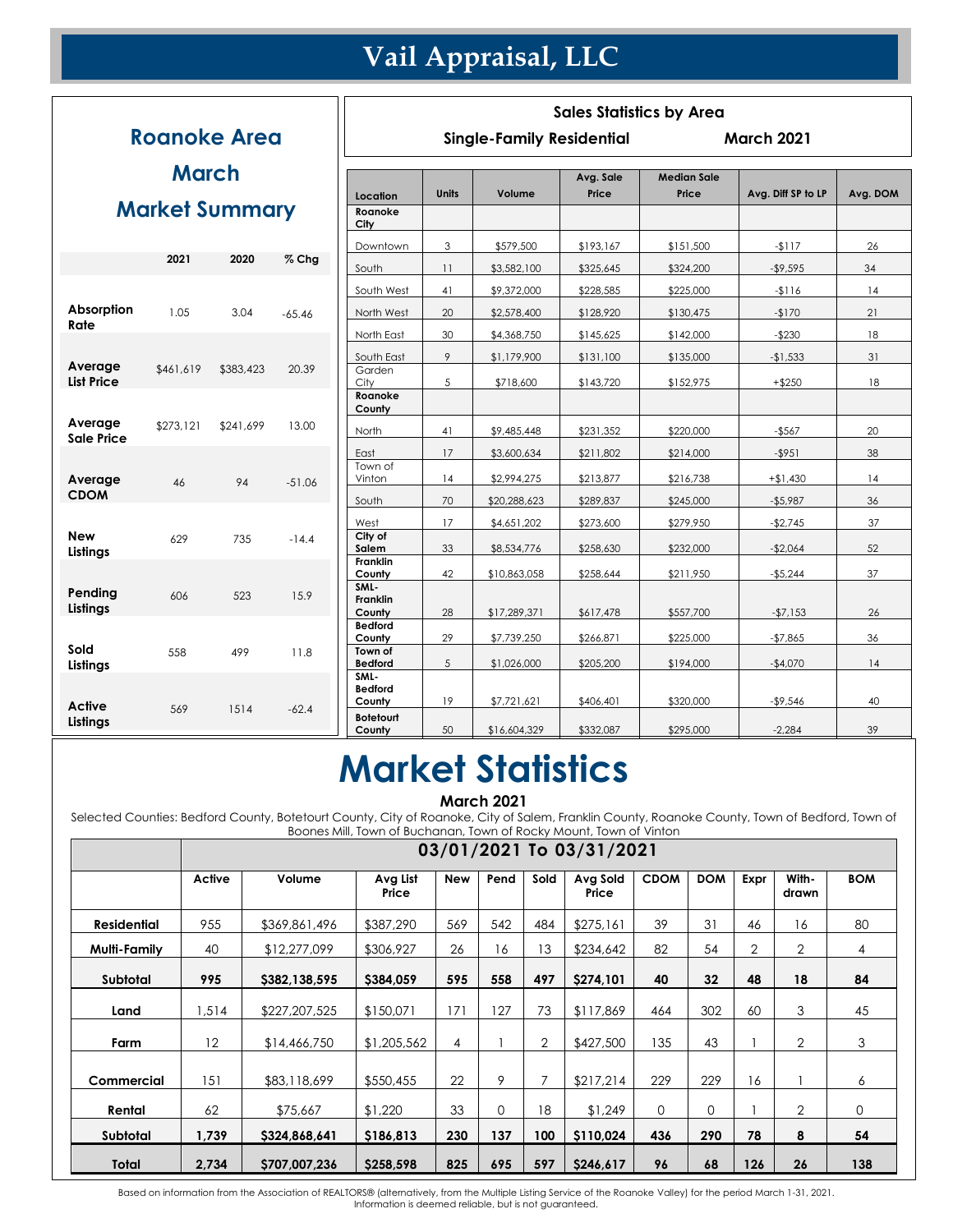# Vail Appraisal, LLC

## Roanoke Area March Market Summary

| | 2021 | 2020 | % Chg |
|---|---|---|---|
| Absorption Rate | 1.05 | 3.04 | -65.46 |
| Average List Price | $461,619 | $383,423 | 20.39 |
| Average Sale Price | $273,121 | $241,699 | 13.00 |
| Average CDOM | 46 | 94 | -51.06 |
| New Listings | 629 | 735 | -14.4 |
| Pending Listings | 606 | 523 | 15.9 |
| Sold Listings | 558 | 499 | 11.8 |
| Active Listings | 569 | 1514 | -62.4 |

## Sales Statistics by Area

**Single-Family Residential March 2021**

| Location | Units | Volume | Avg. Sale Price | Median Sale Price | Avg. Diff SP to LP | Avg. DOM |
|---|---|---|---|---|---|---|
| **Roanoke City** | | | | | | |
| Downtown | 3 | $579,500 | $193,167 | $151,500 | -$117 | 26 |
| South | 11 | $3,582,100 | $325,645 | $324,200 | -$9,595 | 34 |
| South West | 41 | $9,372,000 | $228,585 | $225,000 | -$116 | 14 |
| North West | 20 | $2,578,400 | $128,920 | $130,475 | -$170 | 21 |
| North East | 30 | $4,368,750 | $145,625 | $142,000 | -$230 | 18 |
| South East | 9 | $1,179,900 | $131,100 | $135,000 | -$1,533 | 31 |
| Garden City | 5 | $718,600 | $143,720 | $152,975 | +$250 | 18 |
| **Roanoke County** | | | | | | |
| North | 41 | $9,485,448 | $231,352 | $220,000 | -$567 | 20 |
| East | 17 | $3,600,634 | $211,802 | $214,000 | -$951 | 38 |
| Town of Vinton | 14 | $2,994,275 | $213,877 | $216,738 | +$1,430 | 14 |
| South | 70 | $20,288,623 | $289,837 | $245,000 | -$5,987 | 36 |
| West | 17 | $4,651,202 | $273,600 | $279,950 | -$2,745 | 37 |
| **City of Salem** | 33 | $8,534,776 | $258,630 | $232,000 | -$2,064 | 52 |
| **Franklin County** | 42 | $10,863,058 | $258,644 | $211,950 | -$5,244 | 37 |
| **SML-Franklin County** | 28 | $17,289,371 | $617,478 | $557,700 | -$7,153 | 26 |
| **Bedford County** | 29 | $7,739,250 | $266,871 | $225,000 | -$7,865 | 36 |
| **Town of Bedford** | 5 | $1,026,000 | $205,200 | $194,000 | -$4,070 | 14 |
| **SML-Bedford County** | 19 | $7,721,621 | $406,401 | $320,000 | -$9,546 | 40 |
| **Botetourt County** | 50 | $16,604,329 | $332,087 | $295,000 | -2,284 | 39 |

# Market Statistics

**March 2021**

Selected Counties: Bedford County, Botetourt County, City of Roanoke, City of Salem, Franklin County, Roanoke County, Town of Bedford, Town of Boones Mill, Town of Buchanan, Town of Rocky Mount, Town of Vinton

| | 03/01/2021 To 03/31/2021 | | | | | | | | | | | |
|---|---|---|---|---|---|---|---|---|---|---|---|---|
| | Active | Volume | Avg List Price | New | Pend | Sold | Avg Sold Price | CDOM | DOM | Expr | With-drawn | BOM |
| Residential | 955 | $369,861,496 | $387,290 | 569 | 542 | 484 | $275,161 | 39 | 31 | 46 | 16 | 80 |
| Multi-Family | 40 | $12,277,099 | $306,927 | 26 | 16 | 13 | $234,642 | 82 | 54 | 2 | 2 | 4 |
| **Subtotal** | **995** | **$382,138,595** | **$384,059** | **595** | **558** | **497** | **$274,101** | **40** | **32** | **48** | **18** | **84** |
| Land | 1,514 | $227,207,525 | $150,071 | 171 | 127 | 73 | $117,869 | 464 | 302 | 60 | 3 | 45 |
| Farm | 12 | $14,466,750 | $1,205,562 | 4 | 1 | 2 | $427,500 | 135 | 43 | 1 | 2 | 3 |
| Commercial | 151 | $83,118,699 | $550,455 | 22 | 9 | 7 | $217,214 | 229 | 229 | 16 | 1 | 6 |
| Rental | 62 | $75,667 | $1,220 | 33 | 0 | 18 | $1,249 | 0 | 0 | 1 | 2 | 0 |
| **Subtotal** | **1,739** | **$324,868,641** | **$186,813** | **230** | **137** | **100** | **$110,024** | **436** | **290** | **78** | **8** | **54** |
| **Total** | **2,734** | **$707,007,236** | **$258,598** | **825** | **695** | **597** | **$246,617** | **96** | **68** | **126** | **26** | **138** |

Based on information from the Association of REALTORS® (alternatively, from the Multiple Listing Service of the Roanoke Valley) for the period March 1-31, 2021. Information is deemed reliable, but is not guaranteed.